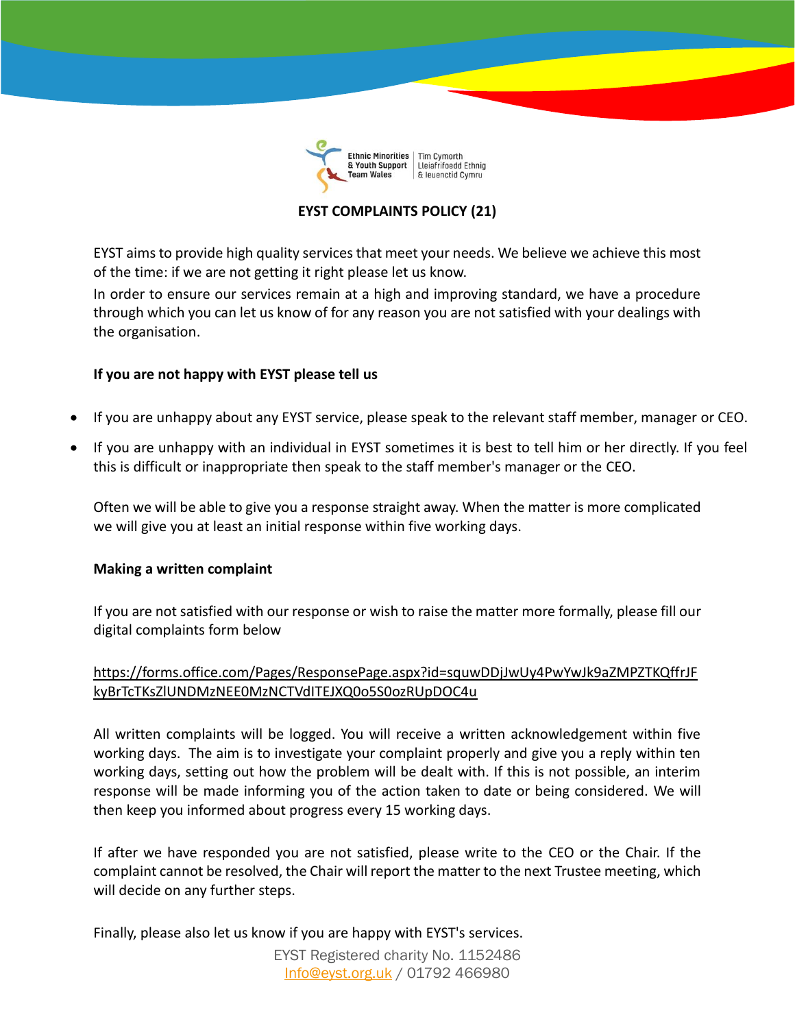Ethnic Minorities & Youth Support Team Wales | Tîm Cymorth Lleiafrifoedd Ethnig & Ieuenctid Cymru

# EYST COMPLAINTS POLICY (21)

EYST aims to provide high quality services that meet your needs. We believe we achieve this most of the time: if we are not getting it right please let us know.

In order to ensure our services remain at a high and improving standard, we have a procedure through which you can let us know of for any reason you are not satisfied with your dealings with the organisation.

**If you are not happy with EYST please tell us**

- If you are unhappy about any EYST service, please speak to the relevant staff member, manager or CEO.
- If you are unhappy with an individual in EYST sometimes it is best to tell him or her directly. If you feel this is difficult or inappropriate then speak to the staff member's manager or the CEO.

Often we will be able to give you a response straight away. When the matter is more complicated we will give you at least an initial response within five working days.

**Making a written complaint**

If you are not satisfied with our response or wish to raise the matter more formally, please fill our digital complaints form below

https://forms.office.com/Pages/ResponsePage.aspx?id=squwDDjJwUy4PwYwJk9aZMPZTKQffrJFkyBrTcTKsZlUNDMzNEE0MzNCTVdITEJXQ0o5S0ozRUpDOC4u

All written complaints will be logged. You will receive a written acknowledgement within five working days. The aim is to investigate your complaint properly and give you a reply within ten working days, setting out how the problem will be dealt with. If this is not possible, an interim response will be made informing you of the action taken to date or being considered. We will then keep you informed about progress every 15 working days.

If after we have responded you are not satisfied, please write to the CEO or the Chair. If the complaint cannot be resolved, the Chair will report the matter to the next Trustee meeting, which will decide on any further steps.

Finally, please also let us know if you are happy with EYST's services.

EYST Registered charity No. 1152486
Info@eyst.org.uk / 01792 466980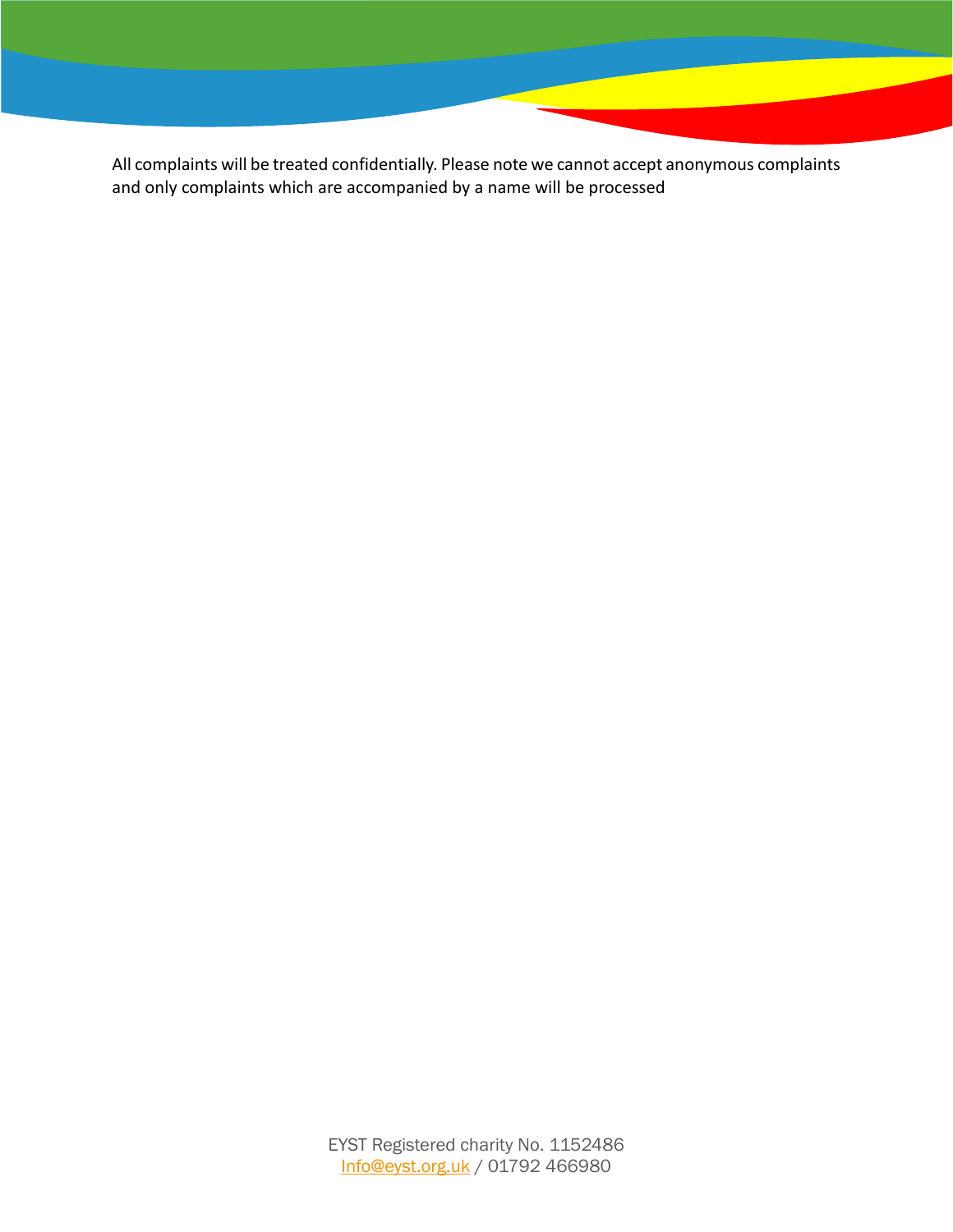All complaints will be treated confidentially. Please note we cannot accept anonymous complaints and only complaints which are accompanied by a name will be processed